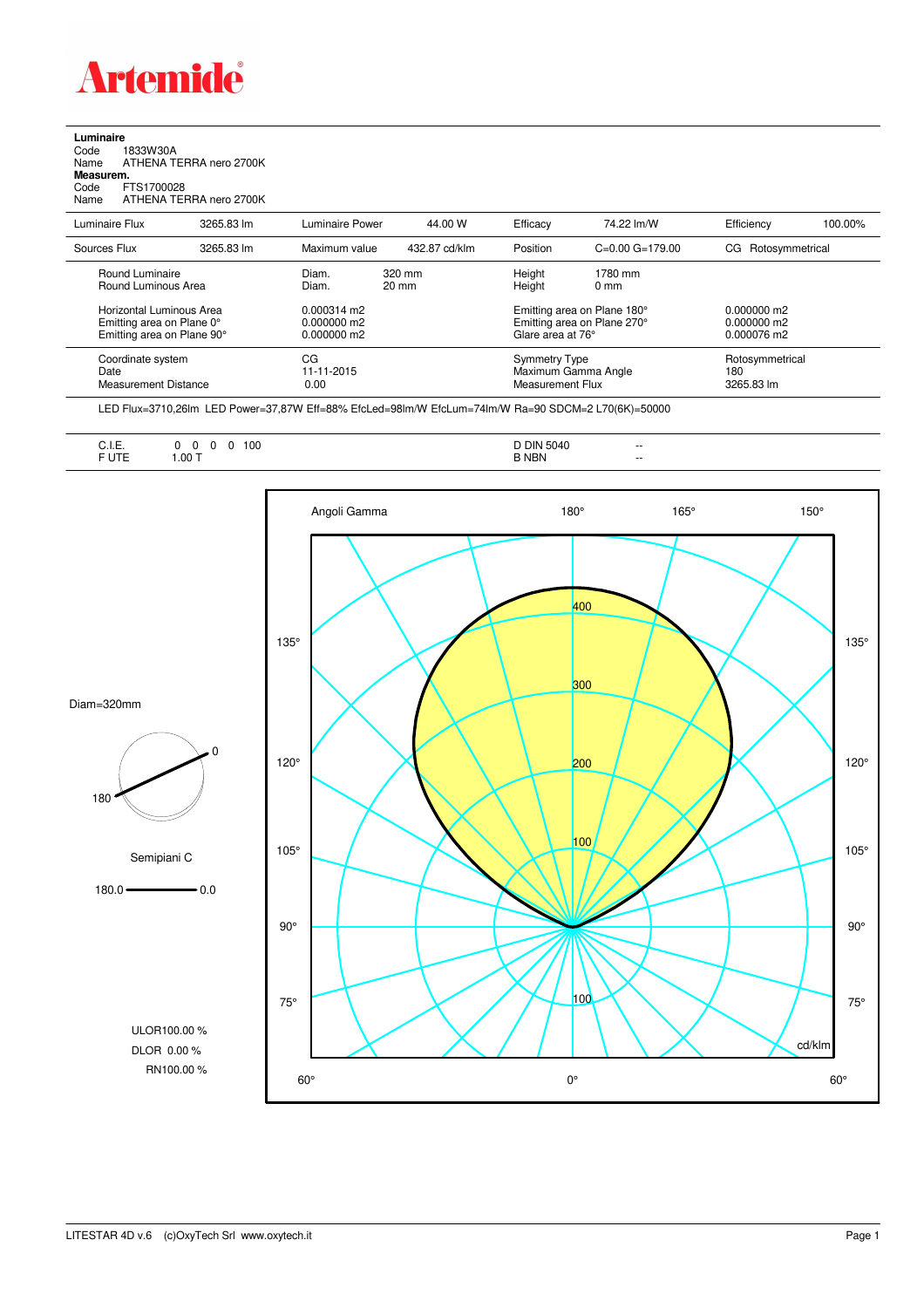# Artemide

**Luminaire**

Code 1833W30A

Name ATHENA TERRA nero 2700K

**Measurem.**

Code FTS1700028

Name ATHENA TERRA nero 2700K

| Luminaire Flux | 3265.83 lm | Luminaire Power | 44.00 W | Efficacy | 74.22 lm/W | Efficiency | 100.00% |
|---|---|---|---|---|---|---|---|
| Sources Flux | 3265.83 lm | Maximum value | 432.87 cd/klm | Position | C=0.00 G=179.00 | CG | Rotosymmetrical |

| | | | |
|---|---|---|---|
| Round Luminaire | Diam. 320 mm | Height 1780 mm | |
| Round Luminous Area | Diam. 20 mm | Height 0 mm | |
| Horizontal Luminous Area | 0.000314 m2 | Emitting area on Plane 180° | 0.000000 m2 |
| Emitting area on Plane 0° | 0.000000 m2 | Emitting area on Plane 270° | 0.000000 m2 |
| Emitting area on Plane 90° | 0.000000 m2 | Glare area at 76° | 0.000076 m2 |
| Coordinate system | CG | Symmetry Type | Rotosymmetrical |
| Date | 11-11-2015 | Maximum Gamma Angle | 180 |
| Measurement Distance | 0.00 | Measurement Flux | 3265.83 lm |

LED Flux=3710,26lm LED Power=37,87W Eff=88% EfcLed=98lm/W EfcLum=74lm/W Ra=90 SDCM=2 L70(6K)=50000

| | | | |
|---|---|---|---|
| C.I.E. | 0 0 0 0 100 | D DIN 5040 | -- |
| F UTE | 1.00 T | B NBN | -- |

Diam=320mm

Semipiani C

180.0 — 0.0

ULOR100.00 %

DLOR 0.00 %

RN100.00 %

Angoli Gamma

cd/klm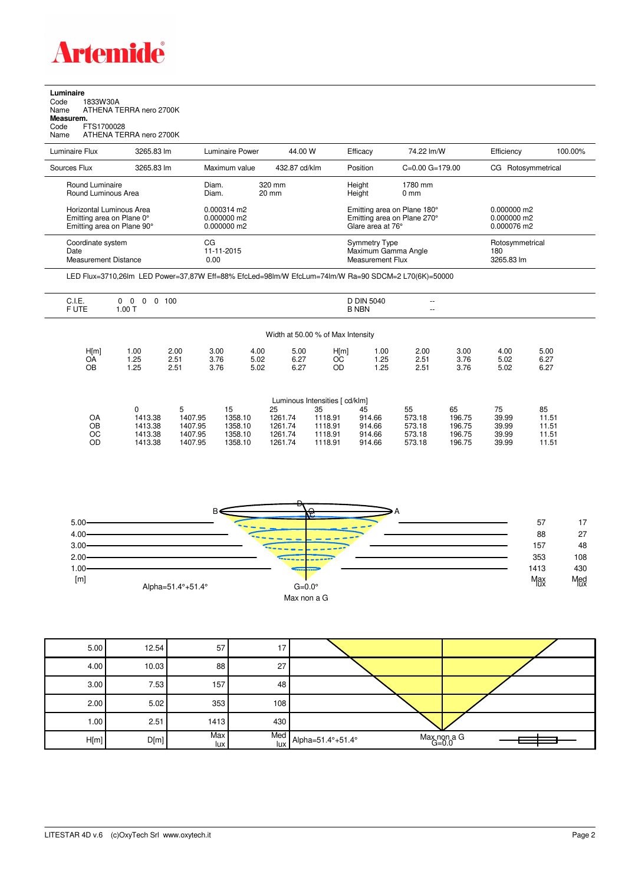# Artemide

**Luminaire**
Code 1833W30A
Name ATHENA TERRA nero 2700K
**Measurem.**
Code FTS1700028
Name ATHENA TERRA nero 2700K

| | | | | | | | |
|---|---|---|---|---|---|---|---|
| Luminaire Flux | 3265.83 lm | Luminaire Power | 44.00 W | Efficacy | 74.22 lm/W | Efficiency | 100.00% |
| Sources Flux | 3265.83 lm | Maximum value | 432.87 cd/klm | Position | C=0.00 G=179.00 | CG Rotosymmetrical | |

| | | | | | | |
|---|---|---|---|---|---|---|
| Round Luminaire | Diam. | 320 mm | Height | 1780 mm | | |
| Round Luminous Area | Diam. | 20 mm | Height | 0 mm | | |
| Horizontal Luminous Area | 0.000314 m2 | | Emitting area on Plane 180° | | 0.000000 m2 | |
| Emitting area on Plane 0° | 0.000000 m2 | | Emitting area on Plane 270° | | 0.000000 m2 | |
| Emitting area on Plane 90° | 0.000000 m2 | | Glare area at 76° | | 0.000076 m2 | |

| | | | |
|---|---|---|---|
| Coordinate system | CG | Symmetry Type | Rotosymmetrical |
| Date | 11-11-2015 | Maximum Gamma Angle | 180 |
| Measurement Distance | 0.00 | Measurement Flux | 3265.83 lm |

LED Flux=3710,26lm LED Power=37,87W Eff=88% EfcLed=98lm/W EfcLum=74lm/W Ra=90 SDCM=2 L70(6K)=50000

| | | | |
|---|---|---|---|
| C.I.E. | 0 0 0 0 100 | D DIN 5040 | -- |
| F UTE | 1.00 T | B NBN | -- |

Width at 50.00 % of Max Intensity

| H[m] | 1.00 | 2.00 | 3.00 | 4.00 | 5.00 | H[m] | 1.00 | 2.00 | 3.00 | 4.00 | 5.00 |
|---|---|---|---|---|---|---|---|---|---|---|---|
| OA | 1.25 | 2.51 | 3.76 | 5.02 | 6.27 | OC | 1.25 | 2.51 | 3.76 | 5.02 | 6.27 |
| OB | 1.25 | 2.51 | 3.76 | 5.02 | 6.27 | OD | 1.25 | 2.51 | 3.76 | 5.02 | 6.27 |

Luminous Intensities [ cd/klm]

| | 0 | 5 | 15 | 25 | 35 | 45 | 55 | 65 | 75 | 85 |
|---|---|---|---|---|---|---|---|---|---|---|
| OA | 1413.38 | 1407.95 | 1358.10 | 1261.74 | 1118.91 | 914.66 | 573.18 | 196.75 | 39.99 | 11.51 |
| OB | 1413.38 | 1407.95 | 1358.10 | 1261.74 | 1118.91 | 914.66 | 573.18 | 196.75 | 39.99 | 11.51 |
| OC | 1413.38 | 1407.95 | 1358.10 | 1261.74 | 1118.91 | 914.66 | 573.18 | 196.75 | 39.99 | 11.51 |
| OD | 1413.38 | 1407.95 | 1358.10 | 1261.74 | 1118.91 | 914.66 | 573.18 | 196.75 | 39.99 | 11.51 |

B D A C
5.00 57 17
4.00 88 27
3.00 157 48
2.00 353 108
1.00 1413 430
[m] Max lux Med lux
Alpha=51.4°+51.4°
G=0.0°
Max non a G

| H[m] | D[m] | Max lux | Med lux |
|---|---|---|---|
| 5.00 | 12.54 | 57 | 17 |
| 4.00 | 10.03 | 88 | 27 |
| 3.00 | 7.53 | 157 | 48 |
| 2.00 | 5.02 | 353 | 108 |
| 1.00 | 2.51 | 1413 | 430 |

Alpha=51.4°+51.4°
Max non a G
G=0.0

LITESTAR 4D v.6 (c)OxyTech Srl www.oxytech.it